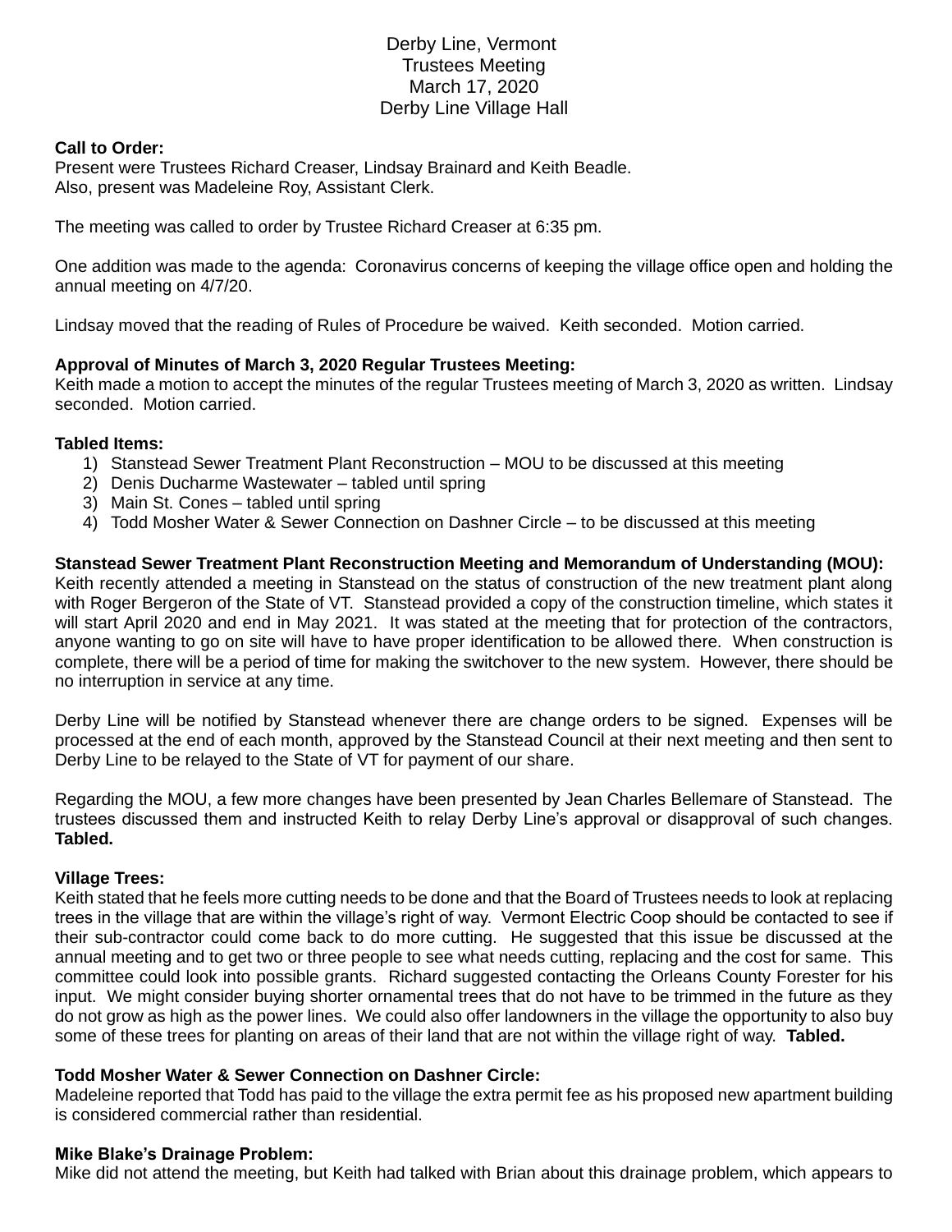# Derby Line, Vermont
## Trustees Meeting
## March 17, 2020
## Derby Line Village Hall

**Call to Order:**
Present were Trustees Richard Creaser, Lindsay Brainard and Keith Beadle.
Also, present was Madeleine Roy, Assistant Clerk.

The meeting was called to order by Trustee Richard Creaser at 6:35 pm.

One addition was made to the agenda: Coronavirus concerns of keeping the village office open and holding the annual meeting on 4/7/20.

Lindsay moved that the reading of Rules of Procedure be waived. Keith seconded. Motion carried.

**Approval of Minutes of March 3, 2020 Regular Trustees Meeting:**
Keith made a motion to accept the minutes of the regular Trustees meeting of March 3, 2020 as written. Lindsay seconded. Motion carried.

**Tabled Items:**

1) Stanstead Sewer Treatment Plant Reconstruction – MOU to be discussed at this meeting
2) Denis Ducharme Wastewater – tabled until spring
3) Main St. Cones – tabled until spring
4) Todd Mosher Water & Sewer Connection on Dashner Circle – to be discussed at this meeting

**Stanstead Sewer Treatment Plant Reconstruction Meeting and Memorandum of Understanding (MOU):**
Keith recently attended a meeting in Stanstead on the status of construction of the new treatment plant along with Roger Bergeron of the State of VT. Stanstead provided a copy of the construction timeline, which states it will start April 2020 and end in May 2021. It was stated at the meeting that for protection of the contractors, anyone wanting to go on site will have to have proper identification to be allowed there. When construction is complete, there will be a period of time for making the switchover to the new system. However, there should be no interruption in service at any time.

Derby Line will be notified by Stanstead whenever there are change orders to be signed. Expenses will be processed at the end of each month, approved by the Stanstead Council at their next meeting and then sent to Derby Line to be relayed to the State of VT for payment of our share.

Regarding the MOU, a few more changes have been presented by Jean Charles Bellemare of Stanstead. The trustees discussed them and instructed Keith to relay Derby Line's approval or disapproval of such changes. **Tabled.**

**Village Trees:**
Keith stated that he feels more cutting needs to be done and that the Board of Trustees needs to look at replacing trees in the village that are within the village's right of way. Vermont Electric Coop should be contacted to see if their sub-contractor could come back to do more cutting. He suggested that this issue be discussed at the annual meeting and to get two or three people to see what needs cutting, replacing and the cost for same. This committee could look into possible grants. Richard suggested contacting the Orleans County Forester for his input. We might consider buying shorter ornamental trees that do not have to be trimmed in the future as they do not grow as high as the power lines. We could also offer landowners in the village the opportunity to also buy some of these trees for planting on areas of their land that are not within the village right of way. **Tabled.**

**Todd Mosher Water & Sewer Connection on Dashner Circle:**
Madeleine reported that Todd has paid to the village the extra permit fee as his proposed new apartment building is considered commercial rather than residential.

**Mike Blake's Drainage Problem:**
Mike did not attend the meeting, but Keith had talked with Brian about this drainage problem, which appears to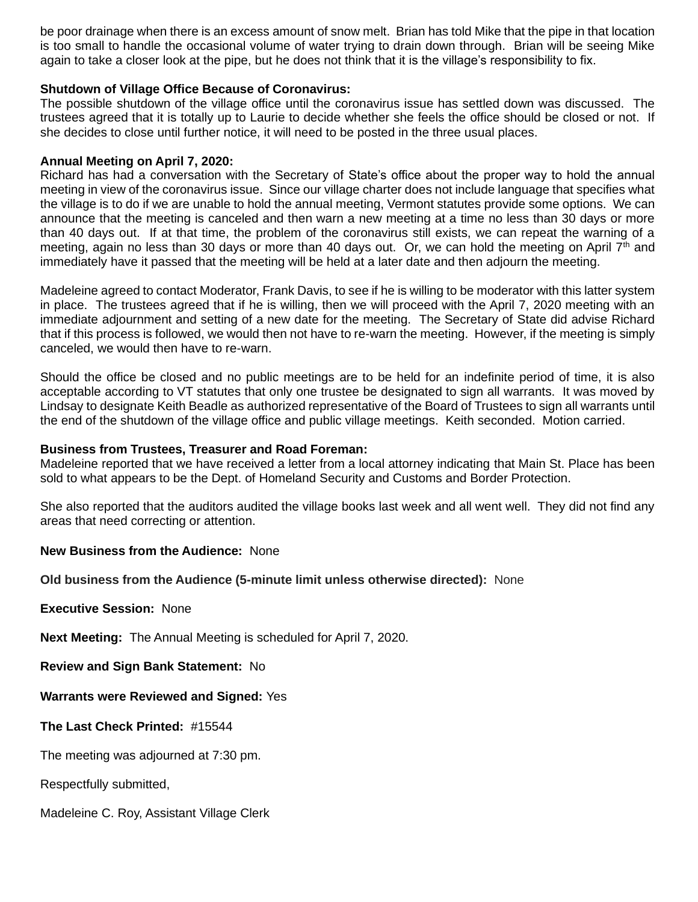be poor drainage when there is an excess amount of snow melt. Brian has told Mike that the pipe in that location is too small to handle the occasional volume of water trying to drain down through. Brian will be seeing Mike again to take a closer look at the pipe, but he does not think that it is the village's responsibility to fix.

**Shutdown of Village Office Because of Coronavirus:**
The possible shutdown of the village office until the coronavirus issue has settled down was discussed. The trustees agreed that it is totally up to Laurie to decide whether she feels the office should be closed or not. If she decides to close until further notice, it will need to be posted in the three usual places.

**Annual Meeting on April 7, 2020:**
Richard has had a conversation with the Secretary of State's office about the proper way to hold the annual meeting in view of the coronavirus issue. Since our village charter does not include language that specifies what the village is to do if we are unable to hold the annual meeting, Vermont statutes provide some options. We can announce that the meeting is canceled and then warn a new meeting at a time no less than 30 days or more than 40 days out. If at that time, the problem of the coronavirus still exists, we can repeat the warning of a meeting, again no less than 30 days or more than 40 days out. Or, we can hold the meeting on April 7th and immediately have it passed that the meeting will be held at a later date and then adjourn the meeting.

Madeleine agreed to contact Moderator, Frank Davis, to see if he is willing to be moderator with this latter system in place. The trustees agreed that if he is willing, then we will proceed with the April 7, 2020 meeting with an immediate adjournment and setting of a new date for the meeting. The Secretary of State did advise Richard that if this process is followed, we would then not have to re-warn the meeting. However, if the meeting is simply canceled, we would then have to re-warn.

Should the office be closed and no public meetings are to be held for an indefinite period of time, it is also acceptable according to VT statutes that only one trustee be designated to sign all warrants. It was moved by Lindsay to designate Keith Beadle as authorized representative of the Board of Trustees to sign all warrants until the end of the shutdown of the village office and public village meetings. Keith seconded. Motion carried.

**Business from Trustees, Treasurer and Road Foreman:**
Madeleine reported that we have received a letter from a local attorney indicating that Main St. Place has been sold to what appears to be the Dept. of Homeland Security and Customs and Border Protection.

She also reported that the auditors audited the village books last week and all went well. They did not find any areas that need correcting or attention.

**New Business from the Audience:** None

**Old business from the Audience (5-minute limit unless otherwise directed):** None

**Executive Session:** None

**Next Meeting:** The Annual Meeting is scheduled for April 7, 2020.

**Review and Sign Bank Statement:** No

**Warrants were Reviewed and Signed:** Yes

**The Last Check Printed:** #15544

The meeting was adjourned at 7:30 pm.

Respectfully submitted,

Madeleine C. Roy, Assistant Village Clerk